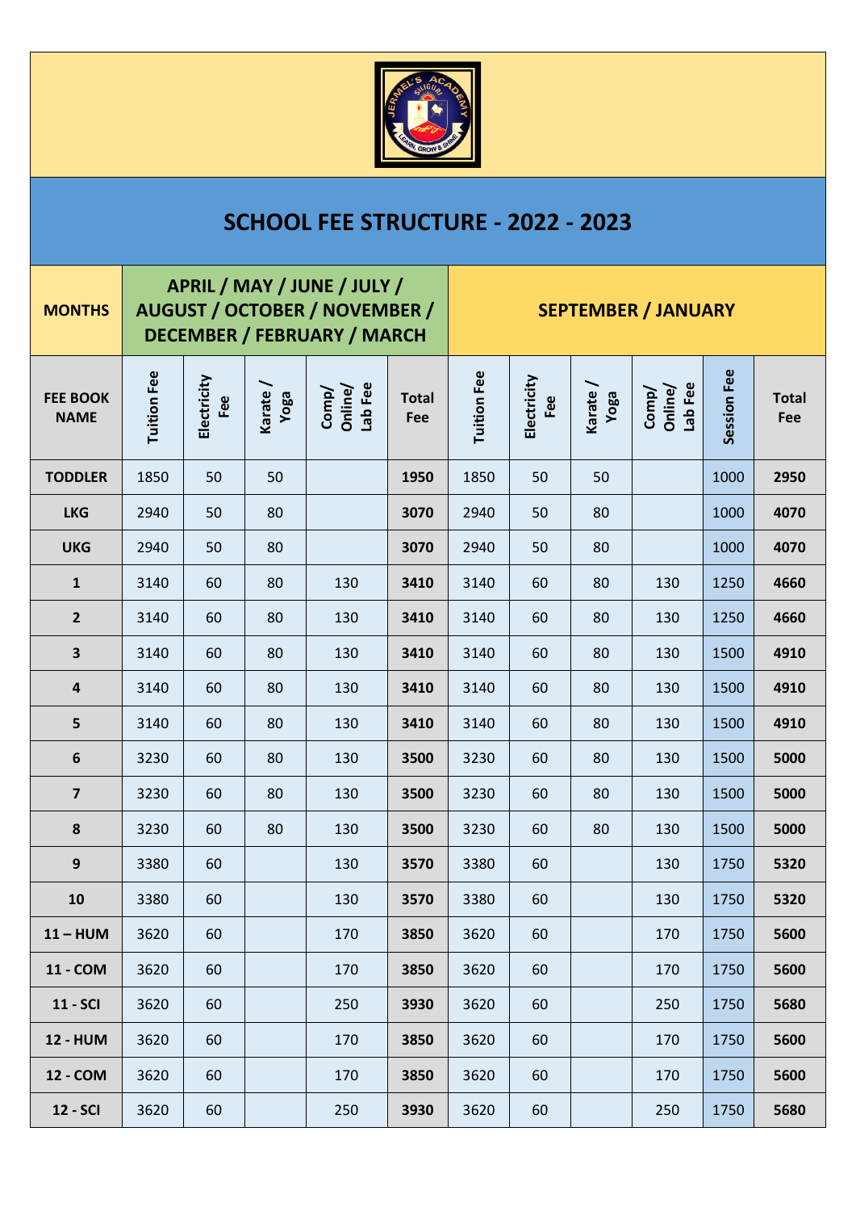# SCHOOL FEE STRUCTURE - 2022 - 2023

| MONTHS | APRIL / MAY / JUNE / JULY / AUGUST / OCTOBER / NOVEMBER / DECEMBER / FEBRUARY / MARCH | | | | | SEPTEMBER / JANUARY | | | | | |
|---|---|---|---|---|---|---|---|---|---|---|---|
| FEE BOOK NAME | Tuition Fee | Electricity Fee | Karate / Yoga | Comp/ Online/ Lab Fee | Total Fee | Tuition Fee | Electricity Fee | Karate / Yoga | Comp/ Online/ Lab Fee | Session Fee | Total Fee |
| **TODDLER** | 1850 | 50 | 50 | | **1950** | 1850 | 50 | 50 | | 1000 | **2950** |
| **LKG** | 2940 | 50 | 80 | | **3070** | 2940 | 50 | 80 | | 1000 | **4070** |
| **UKG** | 2940 | 50 | 80 | | **3070** | 2940 | 50 | 80 | | 1000 | **4070** |
| **1** | 3140 | 60 | 80 | 130 | **3410** | 3140 | 60 | 80 | 130 | 1250 | **4660** |
| **2** | 3140 | 60 | 80 | 130 | **3410** | 3140 | 60 | 80 | 130 | 1250 | **4660** |
| **3** | 3140 | 60 | 80 | 130 | **3410** | 3140 | 60 | 80 | 130 | 1500 | **4910** |
| **4** | 3140 | 60 | 80 | 130 | **3410** | 3140 | 60 | 80 | 130 | 1500 | **4910** |
| **5** | 3140 | 60 | 80 | 130 | **3410** | 3140 | 60 | 80 | 130 | 1500 | **4910** |
| **6** | 3230 | 60 | 80 | 130 | **3500** | 3230 | 60 | 80 | 130 | 1500 | **5000** |
| **7** | 3230 | 60 | 80 | 130 | **3500** | 3230 | 60 | 80 | 130 | 1500 | **5000** |
| **8** | 3230 | 60 | 80 | 130 | **3500** | 3230 | 60 | 80 | 130 | 1500 | **5000** |
| **9** | 3380 | 60 | | 130 | **3570** | 3380 | 60 | | 130 | 1750 | **5320** |
| **10** | 3380 | 60 | | 130 | **3570** | 3380 | 60 | | 130 | 1750 | **5320** |
| **11 – HUM** | 3620 | 60 | | 170 | **3850** | 3620 | 60 | | 170 | 1750 | **5600** |
| **11 - COM** | 3620 | 60 | | 170 | **3850** | 3620 | 60 | | 170 | 1750 | **5600** |
| **11 - SCI** | 3620 | 60 | | 250 | **3930** | 3620 | 60 | | 250 | 1750 | **5680** |
| **12 - HUM** | 3620 | 60 | | 170 | **3850** | 3620 | 60 | | 170 | 1750 | **5600** |
| **12 - COM** | 3620 | 60 | | 170 | **3850** | 3620 | 60 | | 170 | 1750 | **5600** |
| **12 - SCI** | 3620 | 60 | | 250 | **3930** | 3620 | 60 | | 250 | 1750 | **5680** |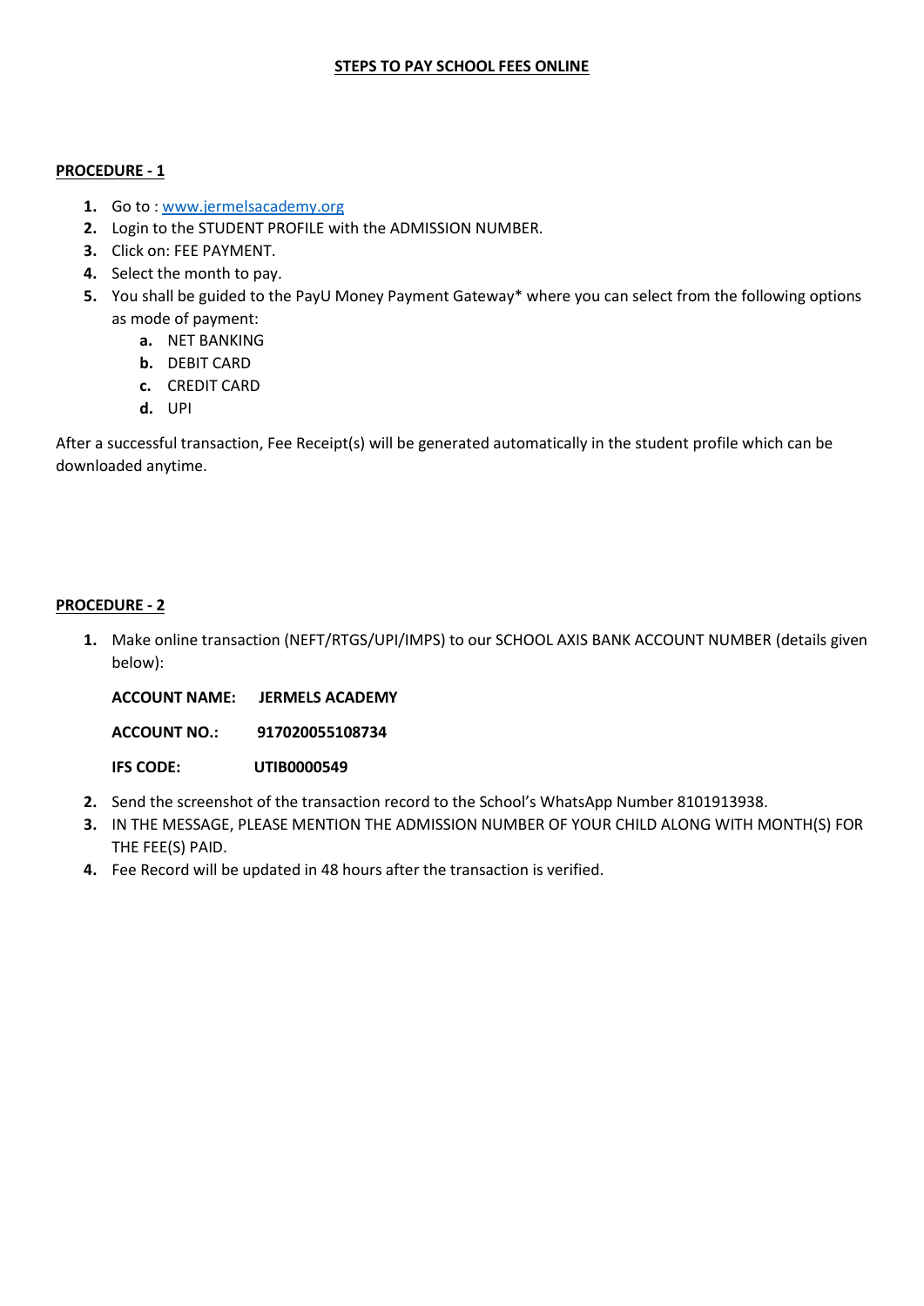# STEPS TO PAY SCHOOL FEES ONLINE

## PROCEDURE - 1

1. Go to : www.jermelsacademy.org
2. Login to the STUDENT PROFILE with the ADMISSION NUMBER.
3. Click on: FEE PAYMENT.
4. Select the month to pay.
5. You shall be guided to the PayU Money Payment Gateway* where you can select from the following options as mode of payment:
   a. NET BANKING
   b. DEBIT CARD
   c. CREDIT CARD
   d. UPI

After a successful transaction, Fee Receipt(s) will be generated automatically in the student profile which can be downloaded anytime.

## PROCEDURE - 2

1. Make online transaction (NEFT/RTGS/UPI/IMPS) to our SCHOOL AXIS BANK ACCOUNT NUMBER (details given below):

   **ACCOUNT NAME:** **JERMELS ACADEMY**

   **ACCOUNT NO.:** **917020055108734**

   **IFS CODE:** **UTIB0000549**

2. Send the screenshot of the transaction record to the School's WhatsApp Number 8101913938.
3. IN THE MESSAGE, PLEASE MENTION THE ADMISSION NUMBER OF YOUR CHILD ALONG WITH MONTH(S) FOR THE FEE(S) PAID.
4. Fee Record will be updated in 48 hours after the transaction is verified.